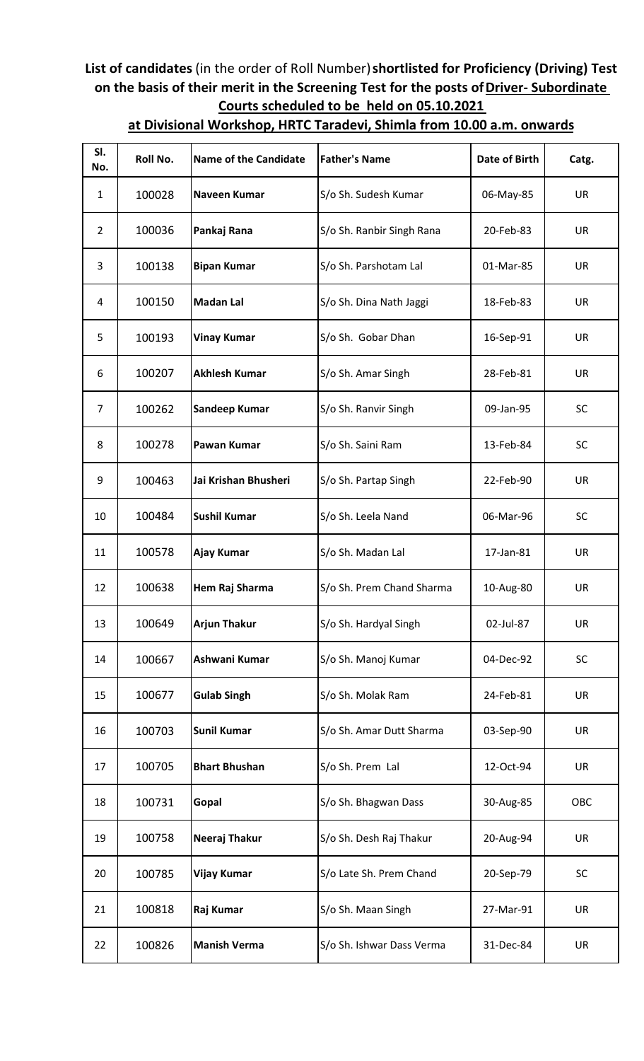**List of candidates** (in the order of Roll Number) **shortlisted for Proficiency (Driving) Test on the basis of their merit in the Screening Test for the posts of Driver- Subordinate Courts scheduled to be held on 05.10.2021 at Divisional Workshop, HRTC Taradevi, Shimla from 10.00 a.m. onwards**

| Sl. No. | Roll No. | Name of the Candidate | Father's Name | Date of Birth | Catg. |
|---|---|---|---|---|---|
| 1 | 100028 | **Naveen Kumar** | S/o Sh. Sudesh Kumar | 06-May-85 | UR |
| 2 | 100036 | **Pankaj Rana** | S/o Sh. Ranbir Singh Rana | 20-Feb-83 | UR |
| 3 | 100138 | **Bipan Kumar** | S/o Sh. Parshotam Lal | 01-Mar-85 | UR |
| 4 | 100150 | **Madan Lal** | S/o Sh. Dina Nath Jaggi | 18-Feb-83 | UR |
| 5 | 100193 | **Vinay Kumar** | S/o Sh. Gobar Dhan | 16-Sep-91 | UR |
| 6 | 100207 | **Akhlesh Kumar** | S/o Sh. Amar Singh | 28-Feb-81 | UR |
| 7 | 100262 | **Sandeep Kumar** | S/o Sh. Ranvir Singh | 09-Jan-95 | SC |
| 8 | 100278 | **Pawan Kumar** | S/o Sh. Saini Ram | 13-Feb-84 | SC |
| 9 | 100463 | **Jai Krishan Bhusheri** | S/o Sh. Partap Singh | 22-Feb-90 | UR |
| 10 | 100484 | **Sushil Kumar** | S/o Sh. Leela Nand | 06-Mar-96 | SC |
| 11 | 100578 | **Ajay Kumar** | S/o Sh. Madan Lal | 17-Jan-81 | UR |
| 12 | 100638 | **Hem Raj Sharma** | S/o Sh. Prem Chand Sharma | 10-Aug-80 | UR |
| 13 | 100649 | **Arjun Thakur** | S/o Sh. Hardyal Singh | 02-Jul-87 | UR |
| 14 | 100667 | **Ashwani Kumar** | S/o Sh. Manoj Kumar | 04-Dec-92 | SC |
| 15 | 100677 | **Gulab Singh** | S/o Sh. Molak Ram | 24-Feb-81 | UR |
| 16 | 100703 | **Sunil Kumar** | S/o Sh. Amar Dutt Sharma | 03-Sep-90 | UR |
| 17 | 100705 | **Bhart Bhushan** | S/o Sh. Prem Lal | 12-Oct-94 | UR |
| 18 | 100731 | **Gopal** | S/o Sh. Bhagwan Dass | 30-Aug-85 | OBC |
| 19 | 100758 | **Neeraj Thakur** | S/o Sh. Desh Raj Thakur | 20-Aug-94 | UR |
| 20 | 100785 | **Vijay Kumar** | S/o Late Sh. Prem Chand | 20-Sep-79 | SC |
| 21 | 100818 | **Raj Kumar** | S/o Sh. Maan Singh | 27-Mar-91 | UR |
| 22 | 100826 | **Manish Verma** | S/o Sh. Ishwar Dass Verma | 31-Dec-84 | UR |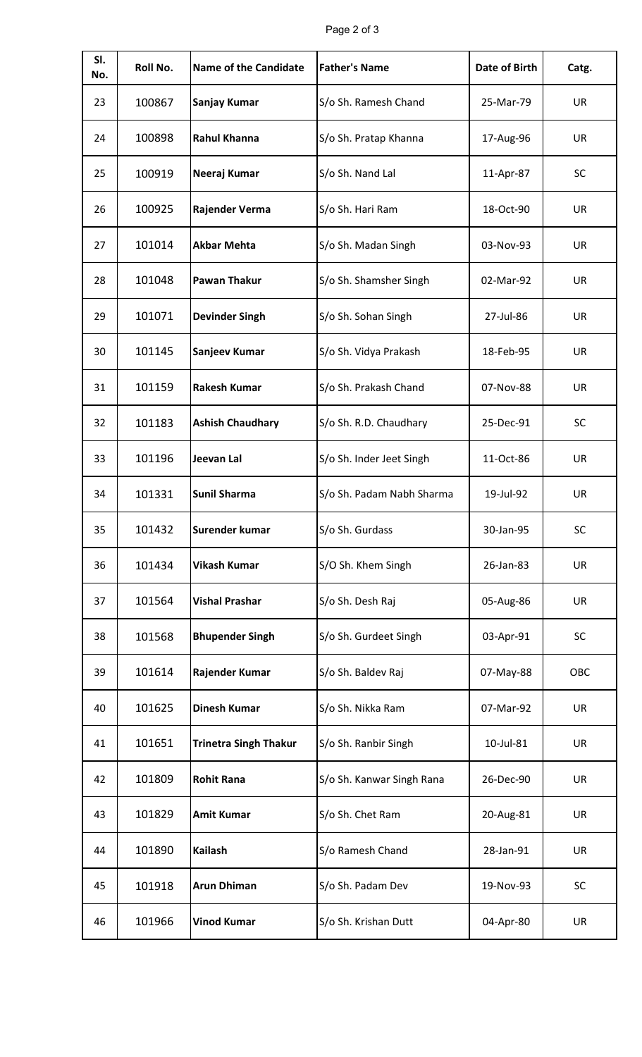| Sl. No. | Roll No. | Name of the Candidate | Father's Name | Date of Birth | Catg. |
|---|---|---|---|---|---|
| 23 | 100867 | **Sanjay Kumar** | S/o Sh. Ramesh Chand | 25-Mar-79 | UR |
| 24 | 100898 | **Rahul Khanna** | S/o Sh. Pratap Khanna | 17-Aug-96 | UR |
| 25 | 100919 | **Neeraj Kumar** | S/o Sh. Nand Lal | 11-Apr-87 | SC |
| 26 | 100925 | **Rajender Verma** | S/o Sh. Hari Ram | 18-Oct-90 | UR |
| 27 | 101014 | **Akbar Mehta** | S/o Sh. Madan Singh | 03-Nov-93 | UR |
| 28 | 101048 | **Pawan Thakur** | S/o Sh. Shamsher Singh | 02-Mar-92 | UR |
| 29 | 101071 | **Devinder Singh** | S/o Sh. Sohan Singh | 27-Jul-86 | UR |
| 30 | 101145 | **Sanjeev Kumar** | S/o Sh. Vidya Prakash | 18-Feb-95 | UR |
| 31 | 101159 | **Rakesh Kumar** | S/o Sh. Prakash Chand | 07-Nov-88 | UR |
| 32 | 101183 | **Ashish Chaudhary** | S/o Sh. R.D. Chaudhary | 25-Dec-91 | SC |
| 33 | 101196 | **Jeevan Lal** | S/o Sh. Inder Jeet Singh | 11-Oct-86 | UR |
| 34 | 101331 | **Sunil Sharma** | S/o Sh. Padam Nabh Sharma | 19-Jul-92 | UR |
| 35 | 101432 | **Surender kumar** | S/o Sh. Gurdass | 30-Jan-95 | SC |
| 36 | 101434 | **Vikash Kumar** | S/O Sh. Khem Singh | 26-Jan-83 | UR |
| 37 | 101564 | **Vishal Prashar** | S/o Sh. Desh Raj | 05-Aug-86 | UR |
| 38 | 101568 | **Bhupender Singh** | S/o Sh. Gurdeet Singh | 03-Apr-91 | SC |
| 39 | 101614 | **Rajender Kumar** | S/o Sh. Baldev Raj | 07-May-88 | OBC |
| 40 | 101625 | **Dinesh Kumar** | S/o Sh. Nikka Ram | 07-Mar-92 | UR |
| 41 | 101651 | **Trinetra Singh Thakur** | S/o Sh. Ranbir Singh | 10-Jul-81 | UR |
| 42 | 101809 | **Rohit Rana** | S/o Sh. Kanwar Singh Rana | 26-Dec-90 | UR |
| 43 | 101829 | **Amit Kumar** | S/o Sh. Chet Ram | 20-Aug-81 | UR |
| 44 | 101890 | **Kailash** | S/o Ramesh Chand | 28-Jan-91 | UR |
| 45 | 101918 | **Arun Dhiman** | S/o Sh. Padam Dev | 19-Nov-93 | SC |
| 46 | 101966 | **Vinod Kumar** | S/o Sh. Krishan Dutt | 04-Apr-80 | UR |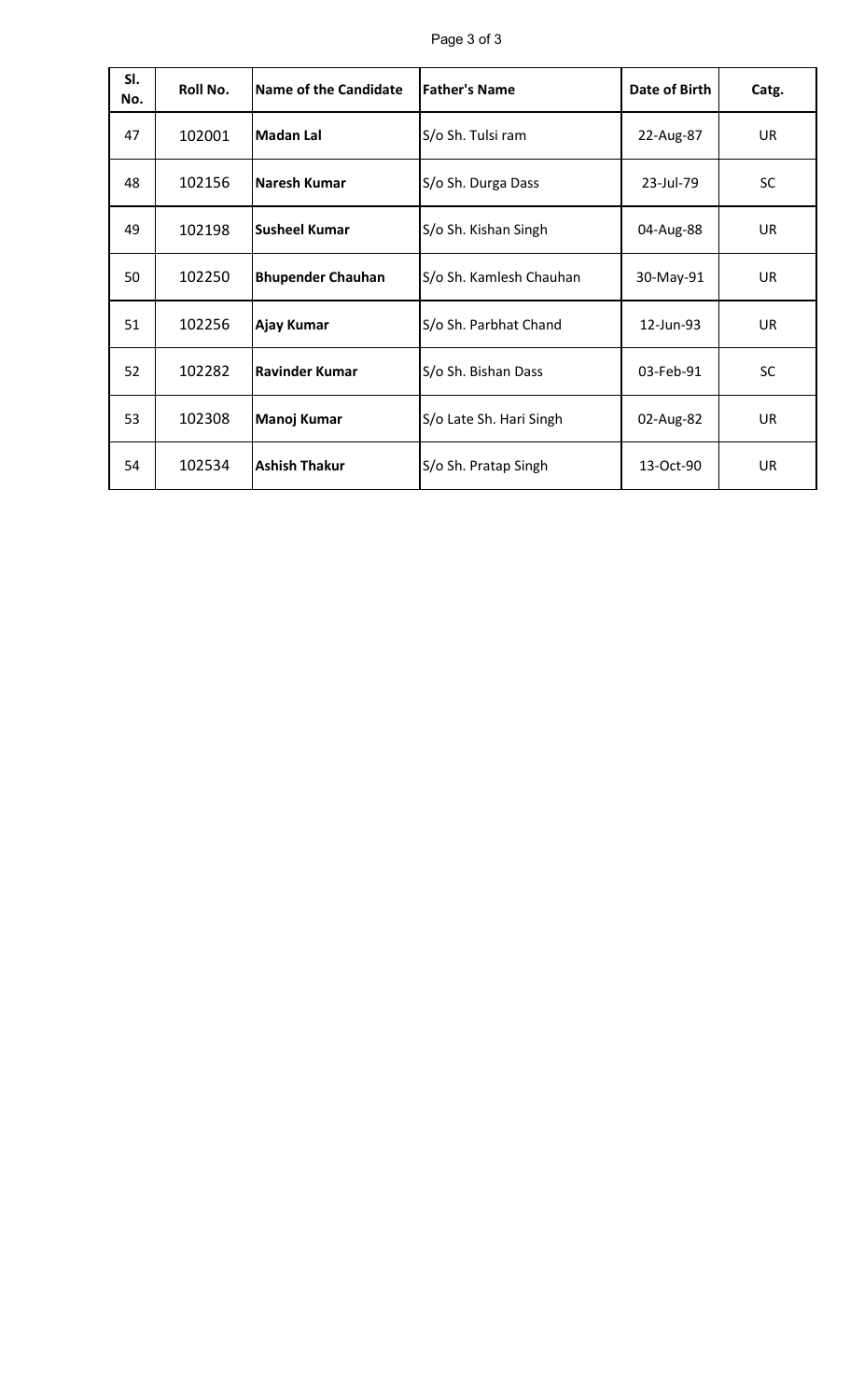| Sl. No. | Roll No. | Name of the Candidate | Father's Name | Date of Birth | Catg. |
|---|---|---|---|---|---|
| 47 | 102001 | **Madan Lal** | S/o Sh. Tulsi ram | 22-Aug-87 | UR |
| 48 | 102156 | **Naresh Kumar** | S/o Sh. Durga Dass | 23-Jul-79 | SC |
| 49 | 102198 | **Susheel Kumar** | S/o Sh. Kishan Singh | 04-Aug-88 | UR |
| 50 | 102250 | **Bhupender Chauhan** | S/o Sh. Kamlesh Chauhan | 30-May-91 | UR |
| 51 | 102256 | **Ajay Kumar** | S/o Sh. Parbhat Chand | 12-Jun-93 | UR |
| 52 | 102282 | **Ravinder Kumar** | S/o Sh. Bishan Dass | 03-Feb-91 | SC |
| 53 | 102308 | **Manoj Kumar** | S/o Late Sh. Hari Singh | 02-Aug-82 | UR |
| 54 | 102534 | **Ashish Thakur** | S/o Sh. Pratap Singh | 13-Oct-90 | UR |